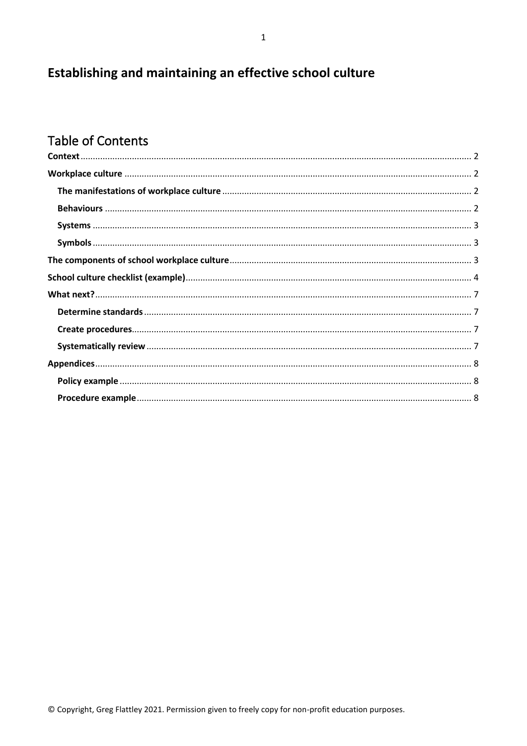# Establishing and maintaining an effective school culture

## Table of Contents

**Context** ..... 2

**Workplace culture** ..... 2

- **The manifestations of workplace culture** ..... 2
- **Behaviours** ..... 2
- **Systems** ..... 3
- **Symbols** ..... 3

**The components of school workplace culture** ..... 3

**School culture checklist (example)** ..... 4

**What next?** ..... 7

- **Determine standards** ..... 7
- **Create procedures** ..... 7
- **Systematically review** ..... 7

**Appendices** ..... 8

- **Policy example** ..... 8
- **Procedure example** ..... 8

© Copyright, Greg Flattley 2021. Permission given to freely copy for non-profit education purposes.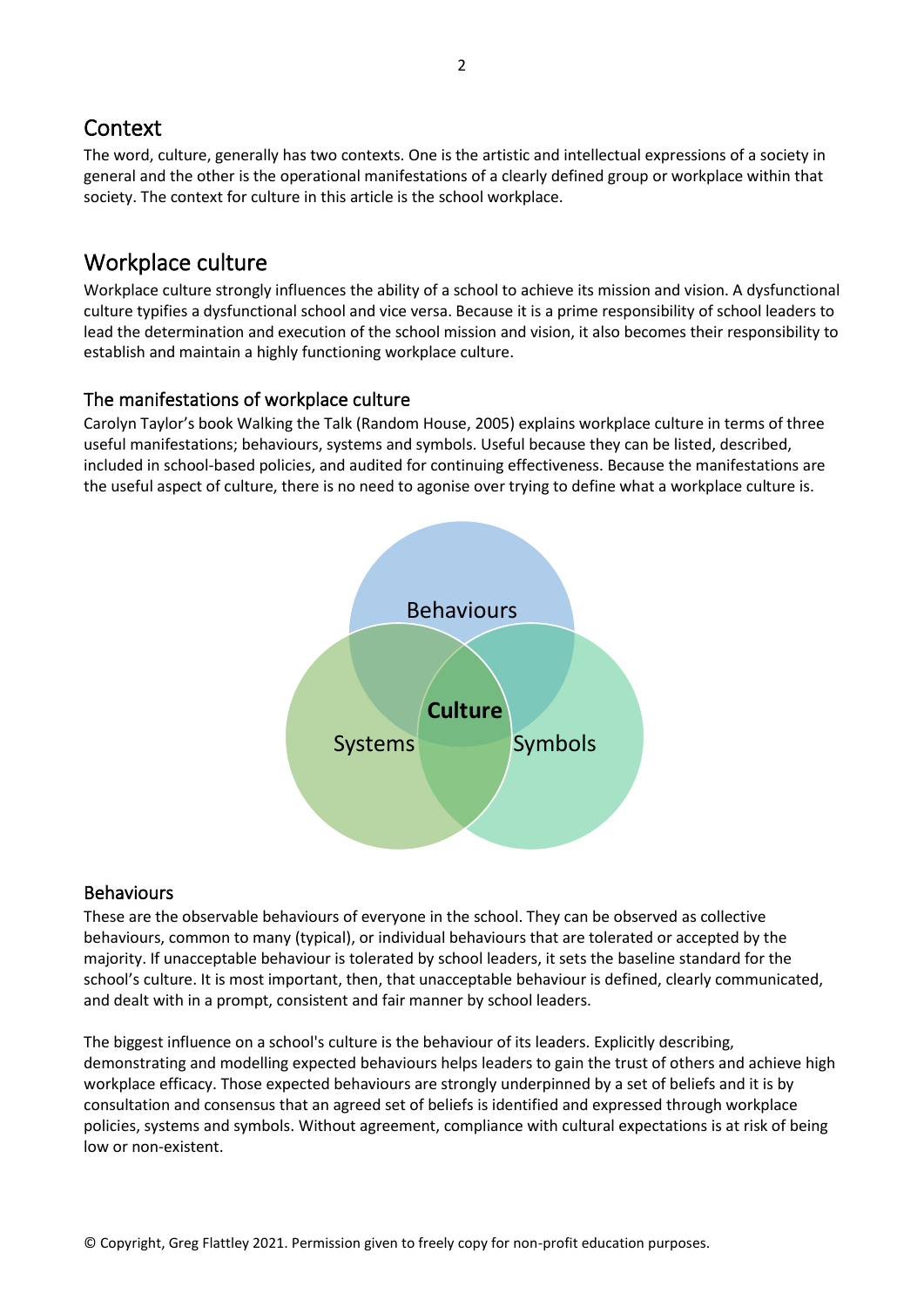## Context

The word, culture, generally has two contexts. One is the artistic and intellectual expressions of a society in general and the other is the operational manifestations of a clearly defined group or workplace within that society. The context for culture in this article is the school workplace.

## Workplace culture

Workplace culture strongly influences the ability of a school to achieve its mission and vision. A dysfunctional culture typifies a dysfunctional school and vice versa. Because it is a prime responsibility of school leaders to lead the determination and execution of the school mission and vision, it also becomes their responsibility to establish and maintain a highly functioning workplace culture.

### The manifestations of workplace culture

Carolyn Taylor's book Walking the Talk (Random House, 2005) explains workplace culture in terms of three useful manifestations; behaviours, systems and symbols. Useful because they can be listed, described, included in school-based policies, and audited for continuing effectiveness. Because the manifestations are the useful aspect of culture, there is no need to agonise over trying to define what a workplace culture is.

Behaviours

**Culture**

Systems Symbols

### Behaviours

These are the observable behaviours of everyone in the school. They can be observed as collective behaviours, common to many (typical), or individual behaviours that are tolerated or accepted by the majority. If unacceptable behaviour is tolerated by school leaders, it sets the baseline standard for the school's culture. It is most important, then, that unacceptable behaviour is defined, clearly communicated, and dealt with in a prompt, consistent and fair manner by school leaders.

The biggest influence on a school's culture is the behaviour of its leaders. Explicitly describing, demonstrating and modelling expected behaviours helps leaders to gain the trust of others and achieve high workplace efficacy. Those expected behaviours are strongly underpinned by a set of beliefs and it is by consultation and consensus that an agreed set of beliefs is identified and expressed through workplace policies, systems and symbols. Without agreement, compliance with cultural expectations is at risk of being low or non-existent.

© Copyright, Greg Flattley 2021. Permission given to freely copy for non-profit education purposes.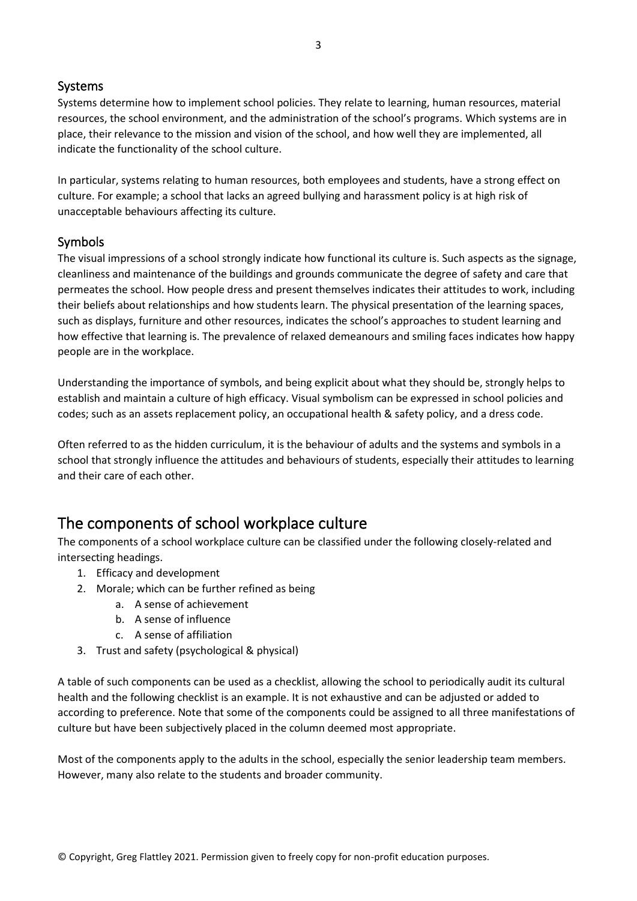### Systems

Systems determine how to implement school policies. They relate to learning, human resources, material resources, the school environment, and the administration of the school's programs. Which systems are in place, their relevance to the mission and vision of the school, and how well they are implemented, all indicate the functionality of the school culture.

In particular, systems relating to human resources, both employees and students, have a strong effect on culture. For example; a school that lacks an agreed bullying and harassment policy is at high risk of unacceptable behaviours affecting its culture.

### Symbols

The visual impressions of a school strongly indicate how functional its culture is. Such aspects as the signage, cleanliness and maintenance of the buildings and grounds communicate the degree of safety and care that permeates the school. How people dress and present themselves indicates their attitudes to work, including their beliefs about relationships and how students learn. The physical presentation of the learning spaces, such as displays, furniture and other resources, indicates the school's approaches to student learning and how effective that learning is. The prevalence of relaxed demeanours and smiling faces indicates how happy people are in the workplace.

Understanding the importance of symbols, and being explicit about what they should be, strongly helps to establish and maintain a culture of high efficacy. Visual symbolism can be expressed in school policies and codes; such as an assets replacement policy, an occupational health & safety policy, and a dress code.

Often referred to as the hidden curriculum, it is the behaviour of adults and the systems and symbols in a school that strongly influence the attitudes and behaviours of students, especially their attitudes to learning and their care of each other.

## The components of school workplace culture

The components of a school workplace culture can be classified under the following closely-related and intersecting headings.

1. Efficacy and development
2. Morale; which can be further refined as being
   a. A sense of achievement
   b. A sense of influence
   c. A sense of affiliation
3. Trust and safety (psychological & physical)

A table of such components can be used as a checklist, allowing the school to periodically audit its cultural health and the following checklist is an example. It is not exhaustive and can be adjusted or added to according to preference. Note that some of the components could be assigned to all three manifestations of culture but have been subjectively placed in the column deemed most appropriate.

Most of the components apply to the adults in the school, especially the senior leadership team members. However, many also relate to the students and broader community.

© Copyright, Greg Flattley 2021. Permission given to freely copy for non-profit education purposes.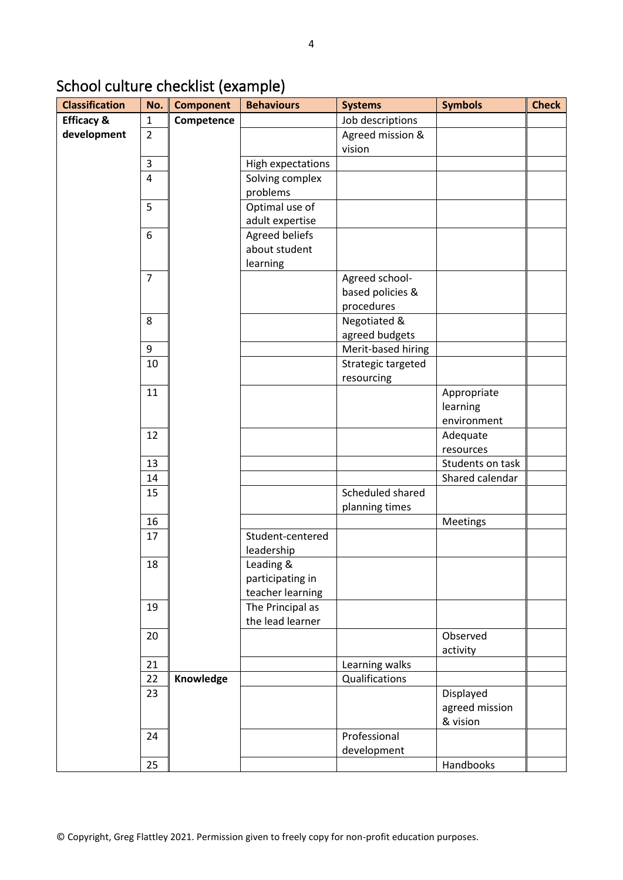# School culture checklist (example)

| Classification | No. | Component | Behaviours | Systems | Symbols | Check |
|---|---|---|---|---|---|---|
| **Efficacy & development** | 1 | **Competence** | | Job descriptions | | |
| | 2 | | | Agreed mission & vision | | |
| | 3 | | High expectations | | | |
| | 4 | | Solving complex problems | | | |
| | 5 | | Optimal use of adult expertise | | | |
| | 6 | | Agreed beliefs about student learning | | | |
| | 7 | | | Agreed school-based policies & procedures | | |
| | 8 | | | Negotiated & agreed budgets | | |
| | 9 | | | Merit-based hiring | | |
| | 10 | | | Strategic targeted resourcing | | |
| | 11 | | | | Appropriate learning environment | |
| | 12 | | | | Adequate resources | |
| | 13 | | | | Students on task | |
| | 14 | | | | Shared calendar | |
| | 15 | | | Scheduled shared planning times | | |
| | 16 | | | | Meetings | |
| | 17 | | Student-centered leadership | | | |
| | 18 | | Leading & participating in teacher learning | | | |
| | 19 | | The Principal as the lead learner | | | |
| | 20 | | | | Observed activity | |
| | 21 | | | Learning walks | | |
| | 22 | **Knowledge** | | Qualifications | | |
| | 23 | | | | Displayed agreed mission & vision | |
| | 24 | | | Professional development | | |
| | 25 | | | | Handbooks | |

© Copyright, Greg Flattley 2021. Permission given to freely copy for non-profit education purposes.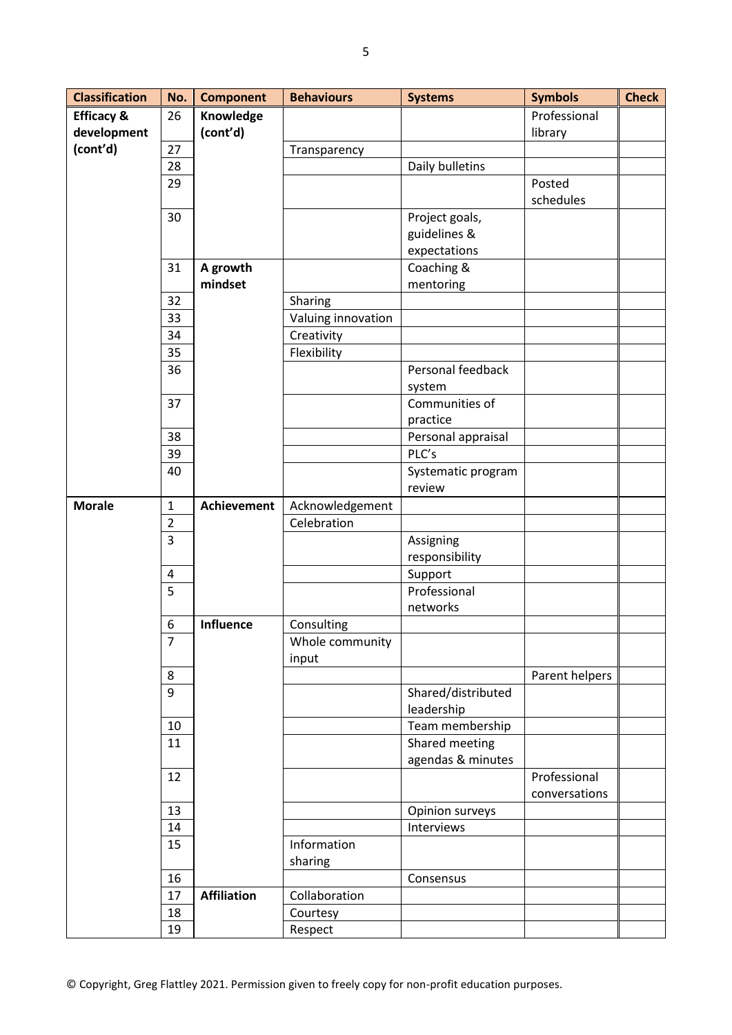| Classification | No. | Component | Behaviours | Systems | Symbols | Check |
|---|---|---|---|---|---|---|
| **Efficacy & development (cont'd)** | 26 | **Knowledge (cont'd)** | | | Professional library | |
| | 27 | | Transparency | | | |
| | 28 | | | Daily bulletins | | |
| | 29 | | | | Posted schedules | |
| | 30 | | | Project goals, guidelines & expectations | | |
| | 31 | **A growth mindset** | | Coaching & mentoring | | |
| | 32 | | Sharing | | | |
| | 33 | | Valuing innovation | | | |
| | 34 | | Creativity | | | |
| | 35 | | Flexibility | | | |
| | 36 | | | Personal feedback system | | |
| | 37 | | | Communities of practice | | |
| | 38 | | | Personal appraisal | | |
| | 39 | | | PLC's | | |
| | 40 | | | Systematic program review | | |
| **Morale** | 1 | **Achievement** | Acknowledgement | | | |
| | 2 | | Celebration | | | |
| | 3 | | | Assigning responsibility | | |
| | 4 | | | Support | | |
| | 5 | | | Professional networks | | |
| | 6 | **Influence** | Consulting | | | |
| | 7 | | Whole community input | | | |
| | 8 | | | | Parent helpers | |
| | 9 | | | Shared/distributed leadership | | |
| | 10 | | | Team membership | | |
| | 11 | | | Shared meeting agendas & minutes | | |
| | 12 | | | | Professional conversations | |
| | 13 | | | Opinion surveys | | |
| | 14 | | | Interviews | | |
| | 15 | | Information sharing | | | |
| | 16 | | | Consensus | | |
| | 17 | **Affiliation** | Collaboration | | | |
| | 18 | | Courtesy | | | |
| | 19 | | Respect | | | |

© Copyright, Greg Flattley 2021. Permission given to freely copy for non-profit education purposes.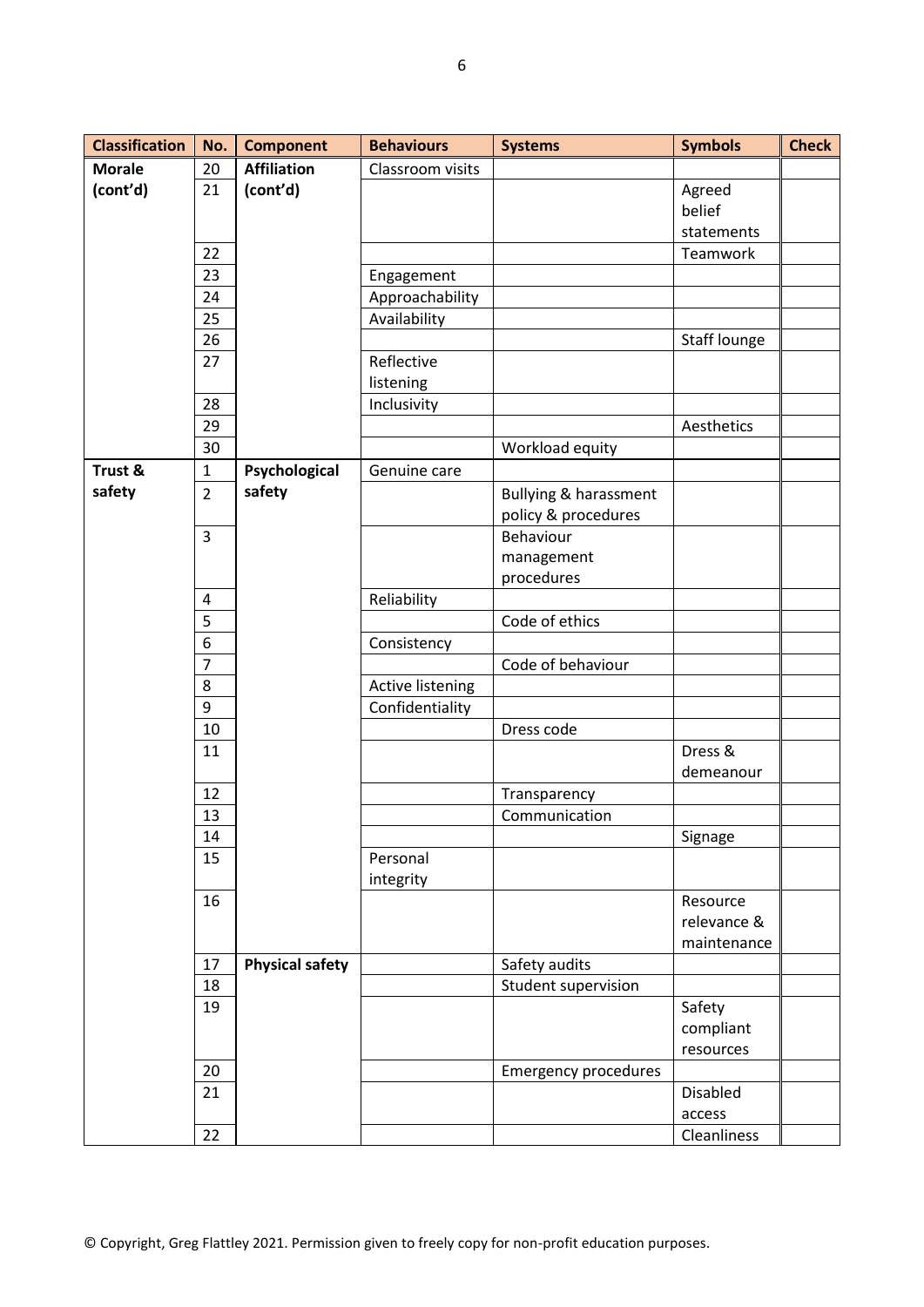| Classification | No. | Component | Behaviours | Systems | Symbols | Check |
|---|---|---|---|---|---|---|
| **Morale (cont'd)** | 20 | **Affiliation (cont'd)** | Classroom visits | | | |
| | 21 | | | | Agreed belief statements | |
| | 22 | | | | Teamwork | |
| | 23 | | Engagement | | | |
| | 24 | | Approachability | | | |
| | 25 | | Availability | | | |
| | 26 | | | | Staff lounge | |
| | 27 | | Reflective listening | | | |
| | 28 | | Inclusivity | | | |
| | 29 | | | | Aesthetics | |
| | 30 | | | Workload equity | | |
| **Trust & safety** | 1 | **Psychological safety** | Genuine care | | | |
| | 2 | | | Bullying & harassment policy & procedures | | |
| | 3 | | | Behaviour management procedures | | |
| | 4 | | Reliability | | | |
| | 5 | | | Code of ethics | | |
| | 6 | | Consistency | | | |
| | 7 | | | Code of behaviour | | |
| | 8 | | Active listening | | | |
| | 9 | | Confidentiality | | | |
| | 10 | | | Dress code | | |
| | 11 | | | | Dress & demeanour | |
| | 12 | | | Transparency | | |
| | 13 | | | Communication | | |
| | 14 | | | | Signage | |
| | 15 | | Personal integrity | | | |
| | 16 | | | | Resource relevance & maintenance | |
| | 17 | **Physical safety** | | Safety audits | | |
| | 18 | | | Student supervision | | |
| | 19 | | | | Safety compliant resources | |
| | 20 | | | Emergency procedures | | |
| | 21 | | | | Disabled access | |
| | 22 | | | | Cleanliness | |

© Copyright, Greg Flattley 2021. Permission given to freely copy for non-profit education purposes.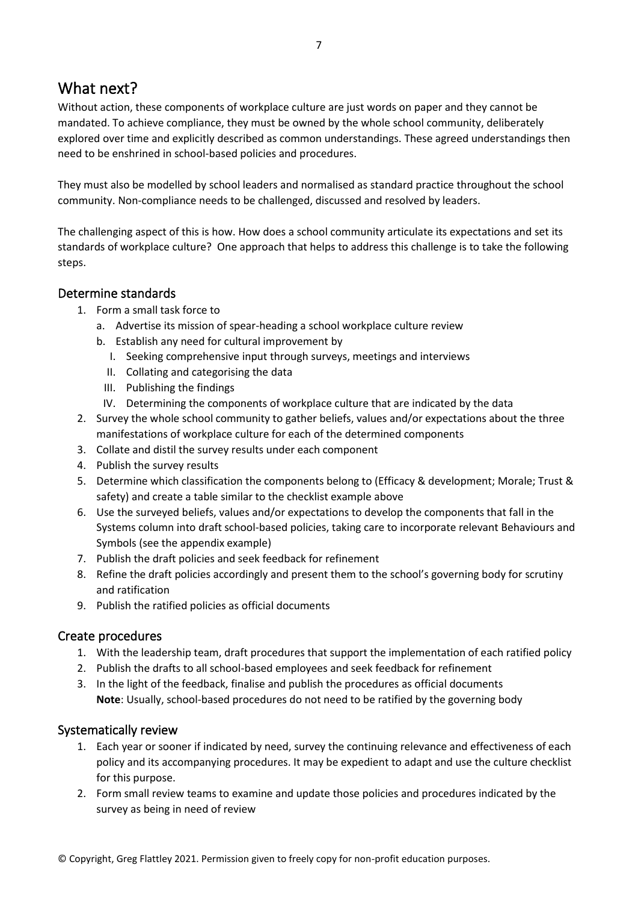## What next?

Without action, these components of workplace culture are just words on paper and they cannot be mandated. To achieve compliance, they must be owned by the whole school community, deliberately explored over time and explicitly described as common understandings. These agreed understandings then need to be enshrined in school-based policies and procedures.

They must also be modelled by school leaders and normalised as standard practice throughout the school community. Non-compliance needs to be challenged, discussed and resolved by leaders.

The challenging aspect of this is how. How does a school community articulate its expectations and set its standards of workplace culture? One approach that helps to address this challenge is to take the following steps.

### Determine standards

1. Form a small task force to
   a. Advertise its mission of spear-heading a school workplace culture review
   b. Establish any need for cultural improvement by
      I. Seeking comprehensive input through surveys, meetings and interviews
      II. Collating and categorising the data
      III. Publishing the findings
      IV. Determining the components of workplace culture that are indicated by the data
2. Survey the whole school community to gather beliefs, values and/or expectations about the three manifestations of workplace culture for each of the determined components
3. Collate and distil the survey results under each component
4. Publish the survey results
5. Determine which classification the components belong to (Efficacy & development; Morale; Trust & safety) and create a table similar to the checklist example above
6. Use the surveyed beliefs, values and/or expectations to develop the components that fall in the Systems column into draft school-based policies, taking care to incorporate relevant Behaviours and Symbols (see the appendix example)
7. Publish the draft policies and seek feedback for refinement
8. Refine the draft policies accordingly and present them to the school's governing body for scrutiny and ratification
9. Publish the ratified policies as official documents

### Create procedures

1. With the leadership team, draft procedures that support the implementation of each ratified policy
2. Publish the drafts to all school-based employees and seek feedback for refinement
3. In the light of the feedback, finalise and publish the procedures as official documents
   **Note**: Usually, school-based procedures do not need to be ratified by the governing body

### Systematically review

1. Each year or sooner if indicated by need, survey the continuing relevance and effectiveness of each policy and its accompanying procedures. It may be expedient to adapt and use the culture checklist for this purpose.
2. Form small review teams to examine and update those policies and procedures indicated by the survey as being in need of review

© Copyright, Greg Flattley 2021. Permission given to freely copy for non-profit education purposes.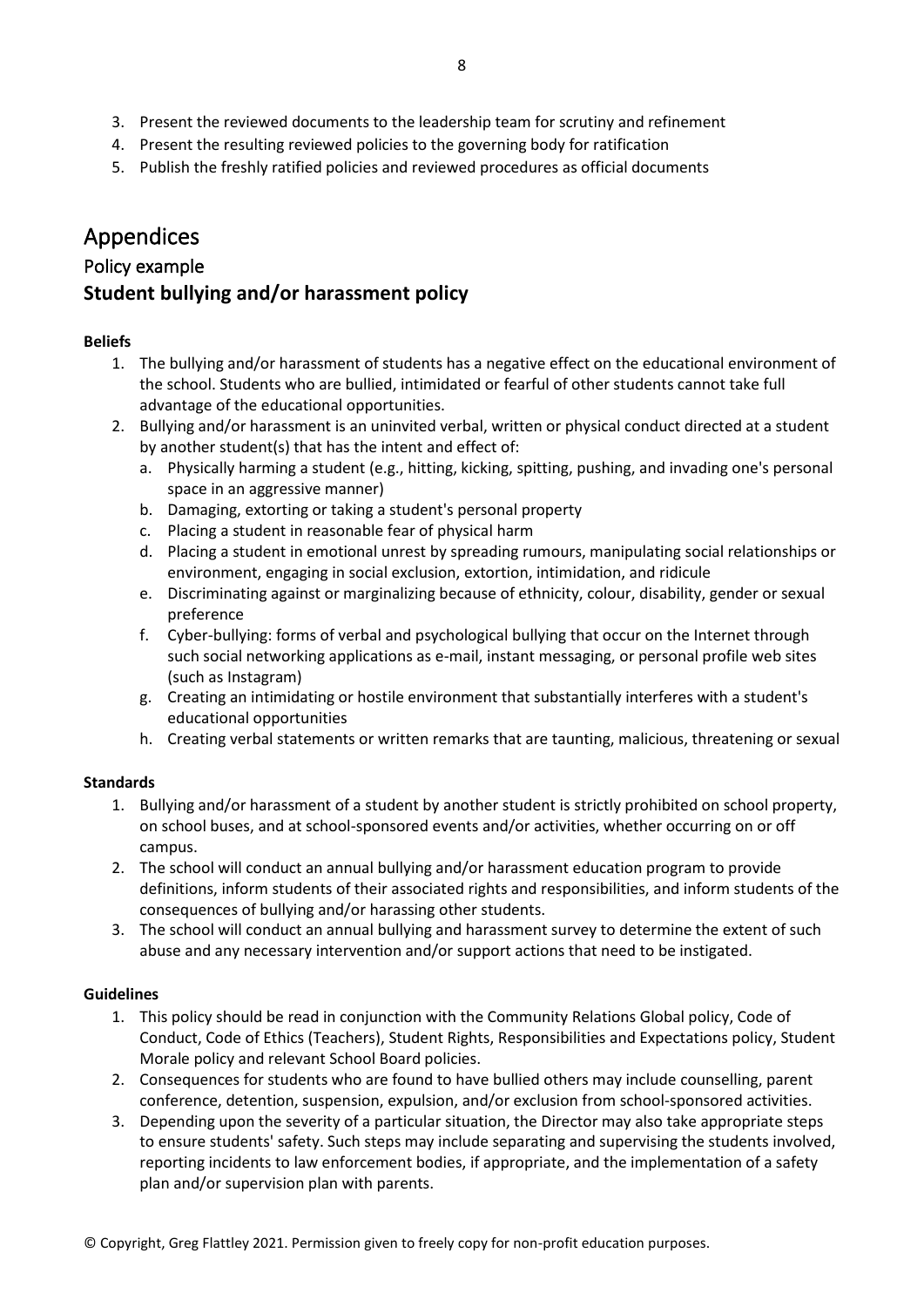3. Present the reviewed documents to the leadership team for scrutiny and refinement
4. Present the resulting reviewed policies to the governing body for ratification
5. Publish the freshly ratified policies and reviewed procedures as official documents

# Appendices

## Policy example

### Student bullying and/or harassment policy

**Beliefs**

1. The bullying and/or harassment of students has a negative effect on the educational environment of the school. Students who are bullied, intimidated or fearful of other students cannot take full advantage of the educational opportunities.
2. Bullying and/or harassment is an uninvited verbal, written or physical conduct directed at a student by another student(s) that has the intent and effect of:
   a. Physically harming a student (e.g., hitting, kicking, spitting, pushing, and invading one's personal space in an aggressive manner)
   b. Damaging, extorting or taking a student's personal property
   c. Placing a student in reasonable fear of physical harm
   d. Placing a student in emotional unrest by spreading rumours, manipulating social relationships or environment, engaging in social exclusion, extortion, intimidation, and ridicule
   e. Discriminating against or marginalizing because of ethnicity, colour, disability, gender or sexual preference
   f. Cyber-bullying: forms of verbal and psychological bullying that occur on the Internet through such social networking applications as e-mail, instant messaging, or personal profile web sites (such as Instagram)
   g. Creating an intimidating or hostile environment that substantially interferes with a student's educational opportunities
   h. Creating verbal statements or written remarks that are taunting, malicious, threatening or sexual

**Standards**

1. Bullying and/or harassment of a student by another student is strictly prohibited on school property, on school buses, and at school-sponsored events and/or activities, whether occurring on or off campus.
2. The school will conduct an annual bullying and/or harassment education program to provide definitions, inform students of their associated rights and responsibilities, and inform students of the consequences of bullying and/or harassing other students.
3. The school will conduct an annual bullying and harassment survey to determine the extent of such abuse and any necessary intervention and/or support actions that need to be instigated.

**Guidelines**

1. This policy should be read in conjunction with the Community Relations Global policy, Code of Conduct, Code of Ethics (Teachers), Student Rights, Responsibilities and Expectations policy, Student Morale policy and relevant School Board policies.
2. Consequences for students who are found to have bullied others may include counselling, parent conference, detention, suspension, expulsion, and/or exclusion from school-sponsored activities.
3. Depending upon the severity of a particular situation, the Director may also take appropriate steps to ensure students' safety. Such steps may include separating and supervising the students involved, reporting incidents to law enforcement bodies, if appropriate, and the implementation of a safety plan and/or supervision plan with parents.

© Copyright, Greg Flattley 2021. Permission given to freely copy for non-profit education purposes.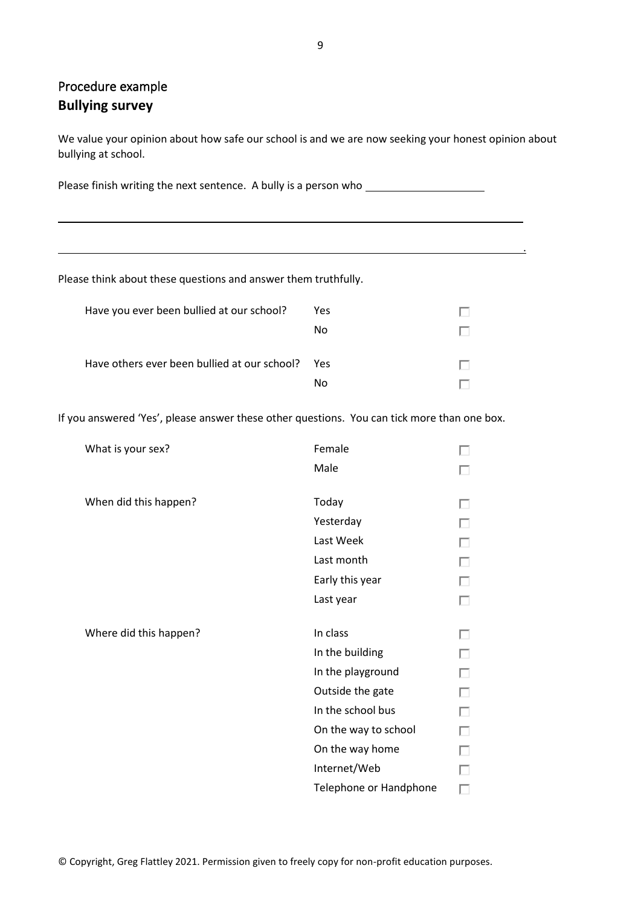## Procedure example

**Bullying survey**

We value your opinion about how safe our school is and we are now seeking your honest opinion about bullying at school.

Please finish writing the next sentence. A bully is a person who ____________________

______________________________________________________________________________

______________________________________________________________________________.

Please think about these questions and answer them truthfully.

| | | |
|---|---|---|
| Have you ever been bullied at our school? | Yes | ☐ |
| | No | ☐ |
| Have others ever been bullied at our school? | Yes | ☐ |
| | No | ☐ |

If you answered 'Yes', please answer these other questions. You can tick more than one box.

| | | |
|---|---|---|
| What is your sex? | Female | ☐ |
| | Male | ☐ |
| When did this happen? | Today | ☐ |
| | Yesterday | ☐ |
| | Last Week | ☐ |
| | Last month | ☐ |
| | Early this year | ☐ |
| | Last year | ☐ |
| Where did this happen? | In class | ☐ |
| | In the building | ☐ |
| | In the playground | ☐ |
| | Outside the gate | ☐ |
| | In the school bus | ☐ |
| | On the way to school | ☐ |
| | On the way home | ☐ |
| | Internet/Web | ☐ |
| | Telephone or Handphone | ☐ |

© Copyright, Greg Flattley 2021. Permission given to freely copy for non-profit education purposes.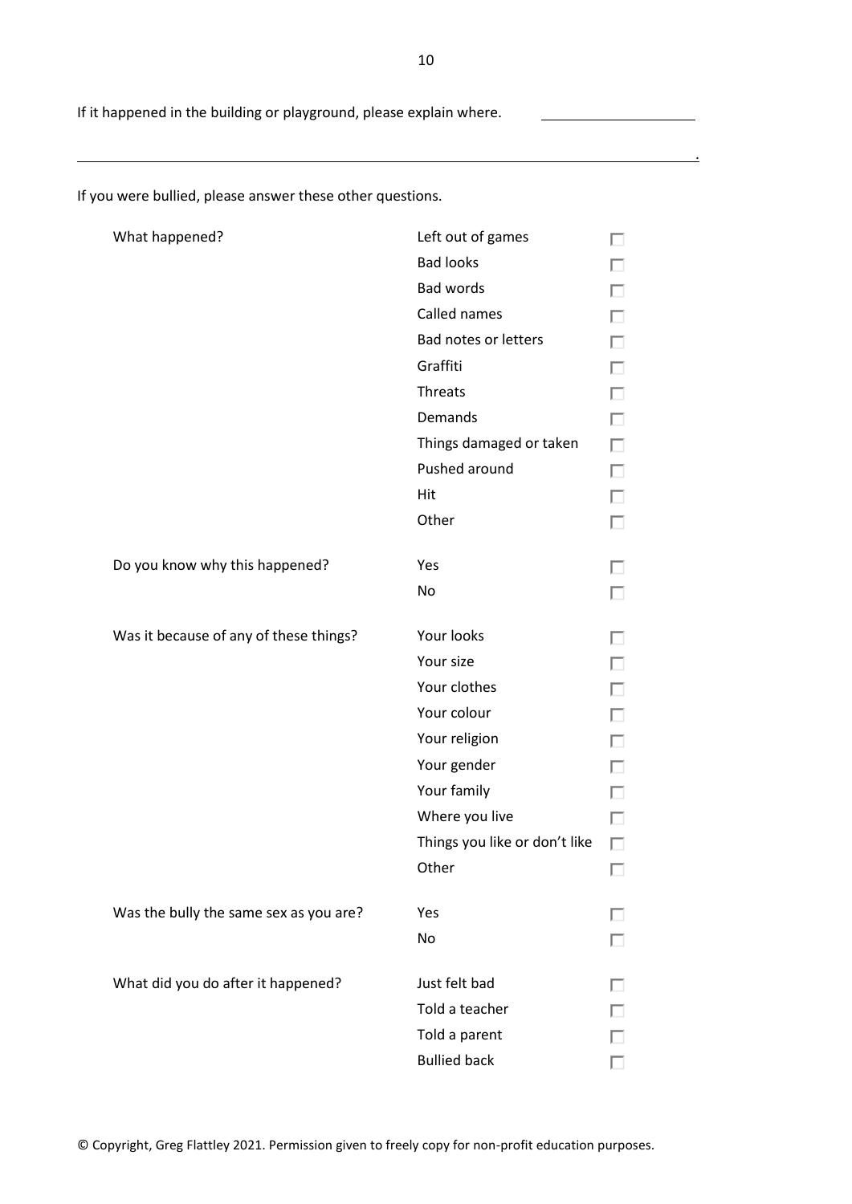If it happened in the building or playground, please explain where. ____________________

______________________________________________________________________________.

If you were bullied, please answer these other questions.

| | | |
|---|---|---|
| What happened? | Left out of games | ☐ |
| | Bad looks | ☐ |
| | Bad words | ☐ |
| | Called names | ☐ |
| | Bad notes or letters | ☐ |
| | Graffiti | ☐ |
| | Threats | ☐ |
| | Demands | ☐ |
| | Things damaged or taken | ☐ |
| | Pushed around | ☐ |
| | Hit | ☐ |
| | Other | ☐ |
| Do you know why this happened? | Yes | ☐ |
| | No | ☐ |
| Was it because of any of these things? | Your looks | ☐ |
| | Your size | ☐ |
| | Your clothes | ☐ |
| | Your colour | ☐ |
| | Your religion | ☐ |
| | Your gender | ☐ |
| | Your family | ☐ |
| | Where you live | ☐ |
| | Things you like or don't like | ☐ |
| | Other | ☐ |
| Was the bully the same sex as you are? | Yes | ☐ |
| | No | ☐ |
| What did you do after it happened? | Just felt bad | ☐ |
| | Told a teacher | ☐ |
| | Told a parent | ☐ |
| | Bullied back | ☐ |

© Copyright, Greg Flattley 2021. Permission given to freely copy for non-profit education purposes.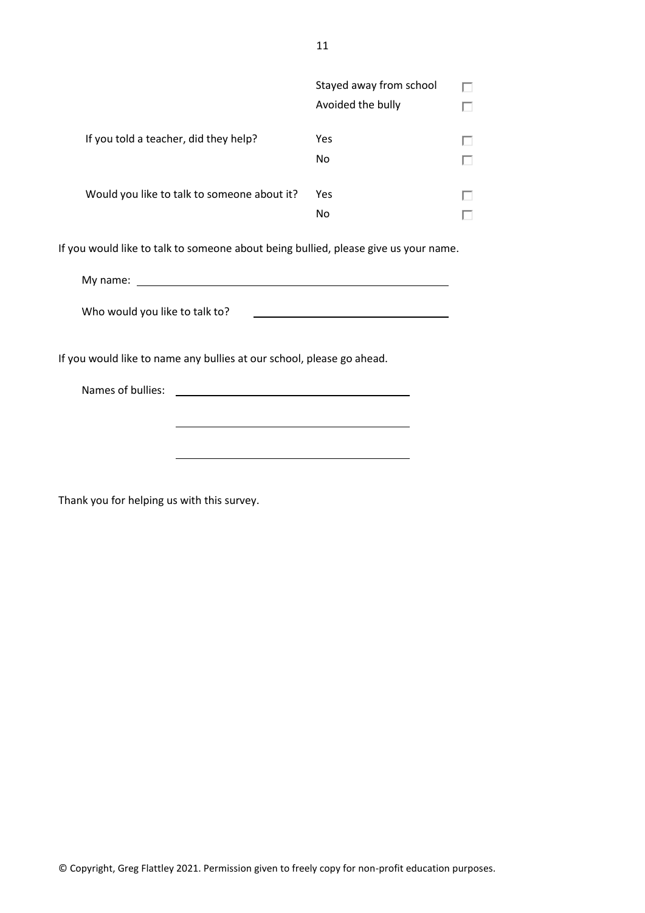| | | |
|---|---|---|
| | Stayed away from school | ☐ |
| | Avoided the bully | ☐ |
| If you told a teacher, did they help? | Yes | ☐ |
| | No | ☐ |
| Would you like to talk to someone about it? | Yes | ☐ |
| | No | ☐ |

If you would like to talk to someone about being bullied, please give us your name.

My name: ________________________________________

Who would you like to talk to? ________________________________

If you would like to name any bullies at our school, please go ahead.

Names of bullies: ________________________________

________________________________

________________________________

Thank you for helping us with this survey.

© Copyright, Greg Flattley 2021. Permission given to freely copy for non-profit education purposes.